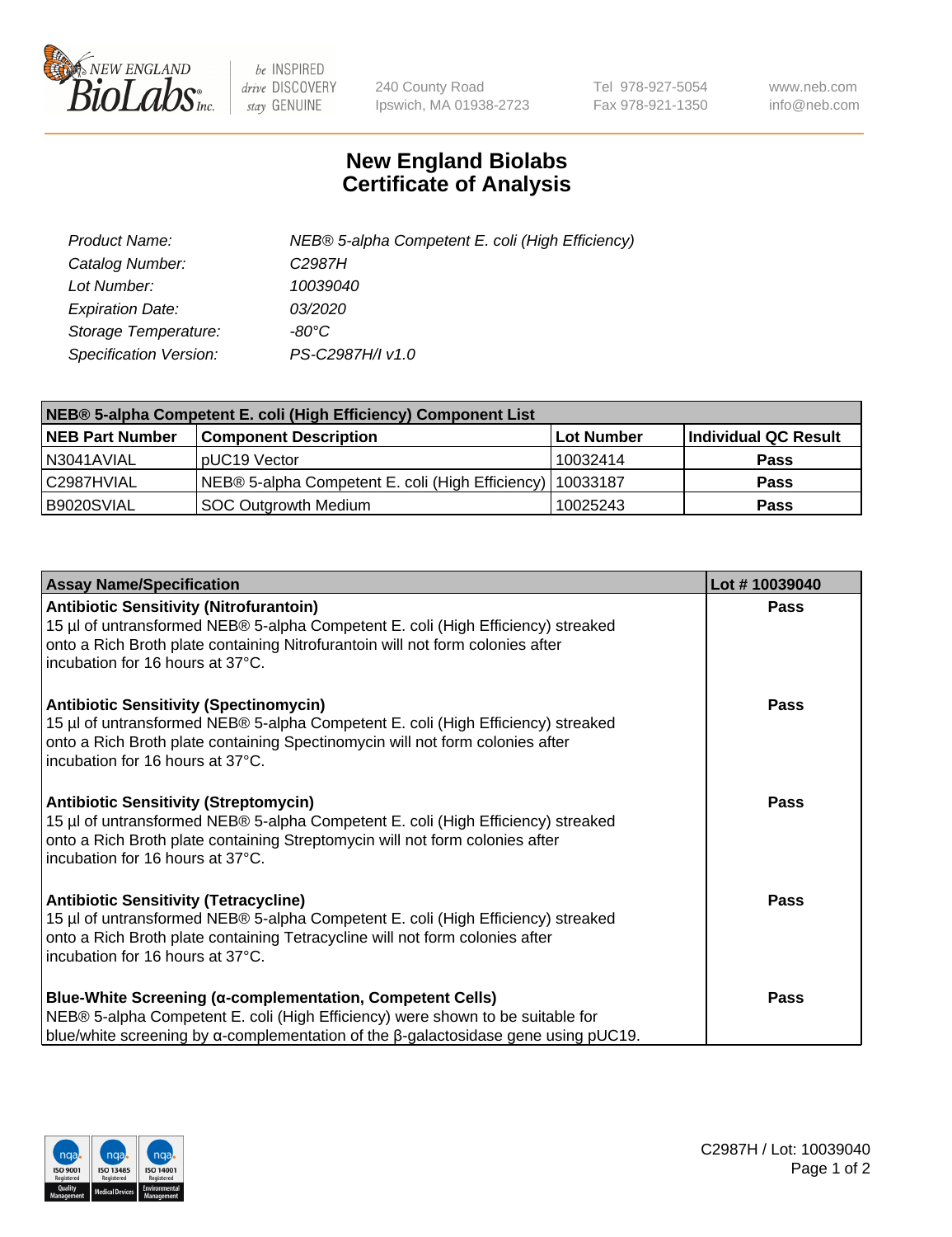# New England Biolabs Certificate of Analysis

| | |
|---|---|
| *Product Name:* | *NEB® 5-alpha Competent E. coli (High Efficiency)* |
| *Catalog Number:* | *C2987H* |
| *Lot Number:* | *10039040* |
| *Expiration Date:* | *03/2020* |
| *Storage Temperature:* | *-80°C* |
| *Specification Version:* | *PS-C2987H/I v1.0* |

| NEB® 5-alpha Competent E. coli (High Efficiency) Component List | | | |
|---|---|---|---|
| **NEB Part Number** | **Component Description** | **Lot Number** | **Individual QC Result** |
| N3041AVIAL | pUC19 Vector | 10032414 | **Pass** |
| C2987HVIAL | NEB® 5-alpha Competent E. coli (High Efficiency) | 10033187 | **Pass** |
| B9020SVIAL | SOC Outgrowth Medium | 10025243 | **Pass** |

| Assay Name/Specification | Lot # 10039040 |
|---|---|
| **Antibiotic Sensitivity (Nitrofurantoin)** 15 µl of untransformed NEB® 5-alpha Competent E. coli (High Efficiency) streaked onto a Rich Broth plate containing Nitrofurantoin will not form colonies after incubation for 16 hours at 37°C. | **Pass** |
| **Antibiotic Sensitivity (Spectinomycin)** 15 µl of untransformed NEB® 5-alpha Competent E. coli (High Efficiency) streaked onto a Rich Broth plate containing Spectinomycin will not form colonies after incubation for 16 hours at 37°C. | **Pass** |
| **Antibiotic Sensitivity (Streptomycin)** 15 µl of untransformed NEB® 5-alpha Competent E. coli (High Efficiency) streaked onto a Rich Broth plate containing Streptomycin will not form colonies after incubation for 16 hours at 37°C. | **Pass** |
| **Antibiotic Sensitivity (Tetracycline)** 15 µl of untransformed NEB® 5-alpha Competent E. coli (High Efficiency) streaked onto a Rich Broth plate containing Tetracycline will not form colonies after incubation for 16 hours at 37°C. | **Pass** |
| **Blue-White Screening (α-complementation, Competent Cells)** NEB® 5-alpha Competent E. coli (High Efficiency) were shown to be suitable for blue/white screening by α-complementation of the β-galactosidase gene using pUC19. | **Pass** |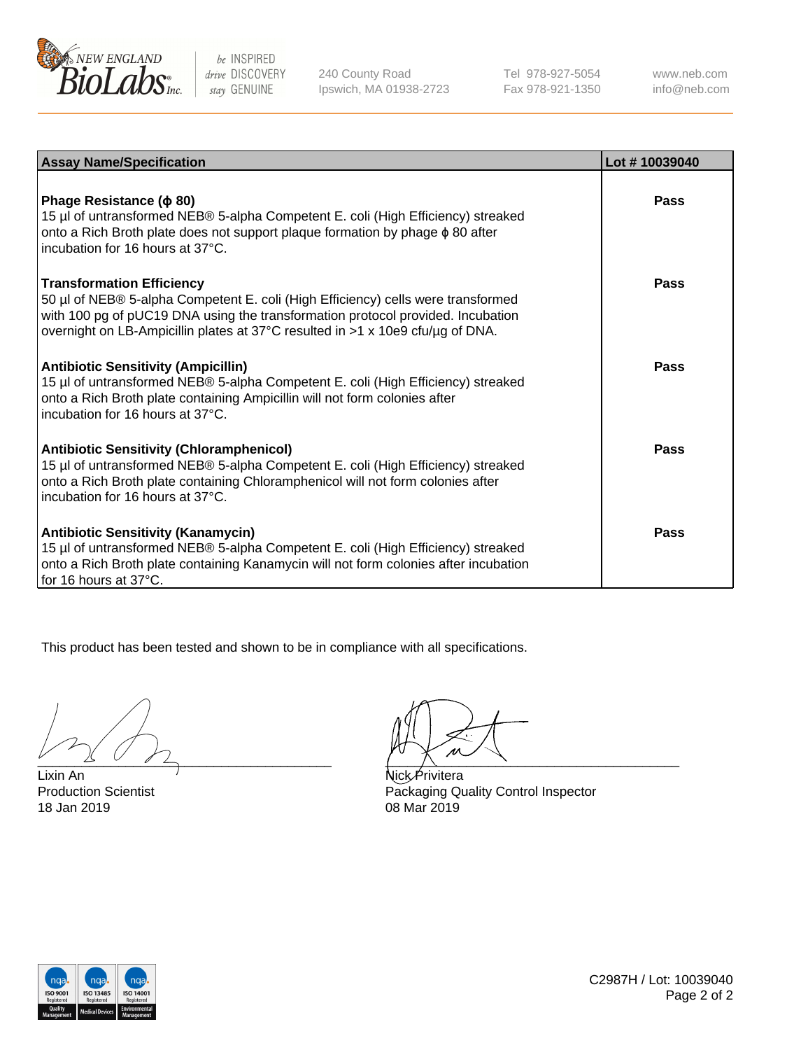| Assay Name/Specification | Lot # 10039040 |
| --- | --- |
| **Phage Resistance (ϕ 80)**<br>15 µl of untransformed NEB® 5-alpha Competent E. coli (High Efficiency) streaked onto a Rich Broth plate does not support plaque formation by phage ϕ 80 after incubation for 16 hours at 37°C. | **Pass** |
| **Transformation Efficiency**<br>50 µl of NEB® 5-alpha Competent E. coli (High Efficiency) cells were transformed with 100 pg of pUC19 DNA using the transformation protocol provided. Incubation overnight on LB-Ampicillin plates at 37°C resulted in >1 x 10e9 cfu/µg of DNA. | **Pass** |
| **Antibiotic Sensitivity (Ampicillin)**<br>15 µl of untransformed NEB® 5-alpha Competent E. coli (High Efficiency) streaked onto a Rich Broth plate containing Ampicillin will not form colonies after incubation for 16 hours at 37°C. | **Pass** |
| **Antibiotic Sensitivity (Chloramphenicol)**<br>15 µl of untransformed NEB® 5-alpha Competent E. coli (High Efficiency) streaked onto a Rich Broth plate containing Chloramphenicol will not form colonies after incubation for 16 hours at 37°C. | **Pass** |
| **Antibiotic Sensitivity (Kanamycin)**<br>15 µl of untransformed NEB® 5-alpha Competent E. coli (High Efficiency) streaked onto a Rich Broth plate containing Kanamycin will not form colonies after incubation for 16 hours at 37°C. | **Pass** |

This product has been tested and shown to be in compliance with all specifications.

Lixin An
Production Scientist
18 Jan 2019

Nick Privitera
Packaging Quality Control Inspector
08 Mar 2019

C2987H / Lot: 10039040